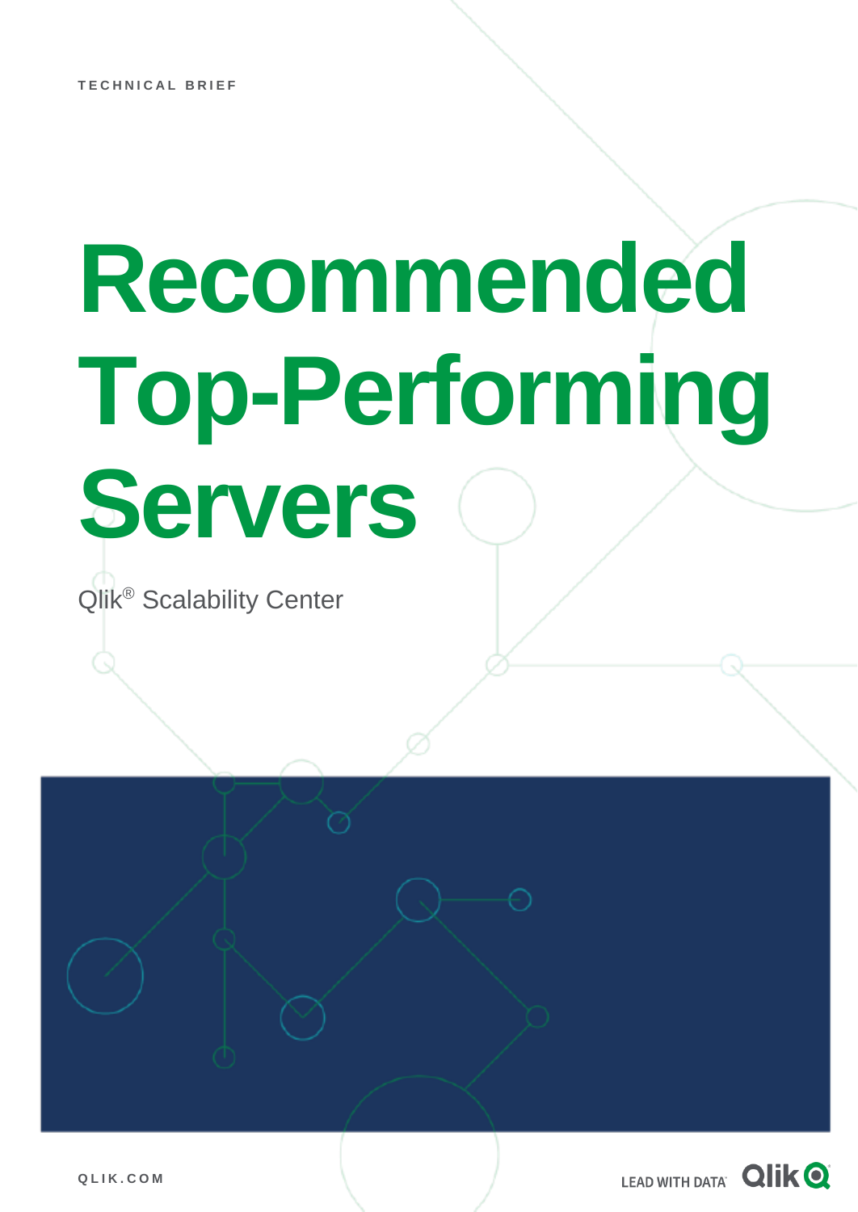TECHNICAL BRIEF

# Recommended Top-Performing Servers

Qlik® Scalability Center

QLIK.COM

LEAD WITH DATA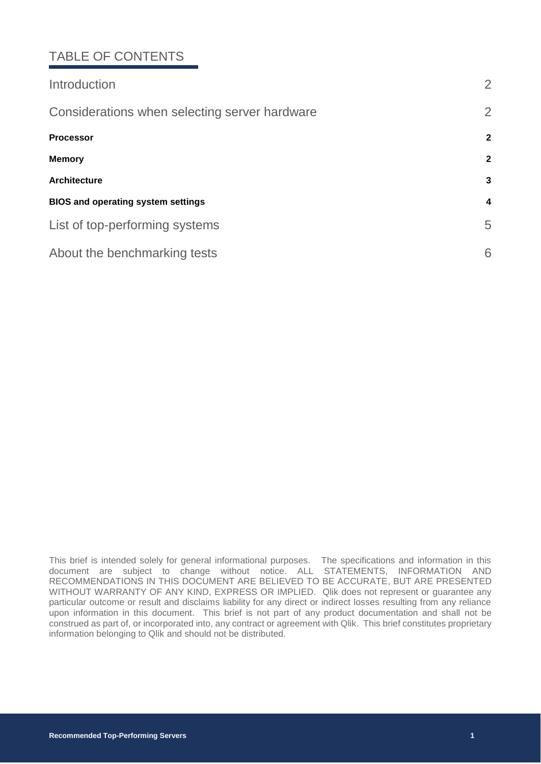## TABLE OF CONTENTS

| | |
|---|---|
| Introduction | 2 |
| Considerations when selecting server hardware | 2 |
| **Processor** | **2** |
| **Memory** | **2** |
| **Architecture** | **3** |
| **BIOS and operating system settings** | **4** |
| List of top-performing systems | 5 |
| About the benchmarking tests | 6 |

This brief is intended solely for general informational purposes. The specifications and information in this document are subject to change without notice. ALL STATEMENTS, INFORMATION AND RECOMMENDATIONS IN THIS DOCUMENT ARE BELIEVED TO BE ACCURATE, BUT ARE PRESENTED WITHOUT WARRANTY OF ANY KIND, EXPRESS OR IMPLIED. Qlik does not represent or guarantee any particular outcome or result and disclaims liability for any direct or indirect losses resulting from any reliance upon information in this document. This brief is not part of any product documentation and shall not be construed as part of, or incorporated into, any contract or agreement with Qlik. This brief constitutes proprietary information belonging to Qlik and should not be distributed.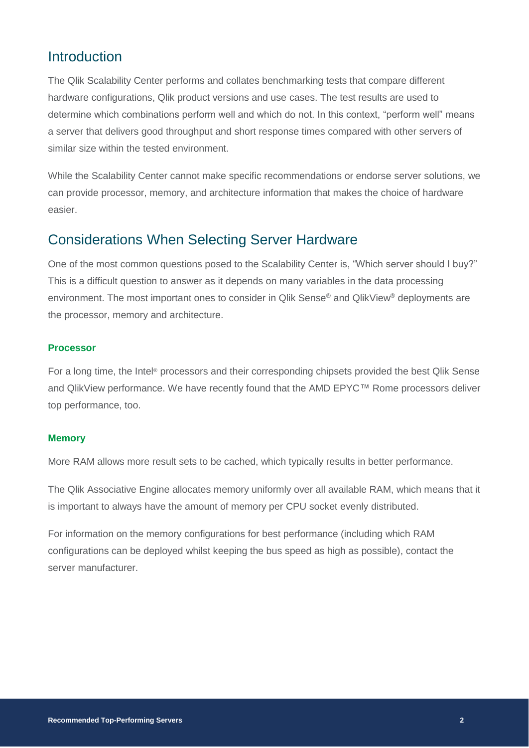## Introduction

The Qlik Scalability Center performs and collates benchmarking tests that compare different hardware configurations, Qlik product versions and use cases. The test results are used to determine which combinations perform well and which do not. In this context, "perform well" means a server that delivers good throughput and short response times compared with other servers of similar size within the tested environment.

While the Scalability Center cannot make specific recommendations or endorse server solutions, we can provide processor, memory, and architecture information that makes the choice of hardware easier.

## Considerations When Selecting Server Hardware

One of the most common questions posed to the Scalability Center is, "Which server should I buy?" This is a difficult question to answer as it depends on many variables in the data processing environment. The most important ones to consider in Qlik Sense® and QlikView® deployments are the processor, memory and architecture.

### Processor

For a long time, the Intel® processors and their corresponding chipsets provided the best Qlik Sense and QlikView performance. We have recently found that the AMD EPYC™ Rome processors deliver top performance, too.

### Memory

More RAM allows more result sets to be cached, which typically results in better performance.

The Qlik Associative Engine allocates memory uniformly over all available RAM, which means that it is important to always have the amount of memory per CPU socket evenly distributed.

For information on the memory configurations for best performance (including which RAM configurations can be deployed whilst keeping the bus speed as high as possible), contact the server manufacturer.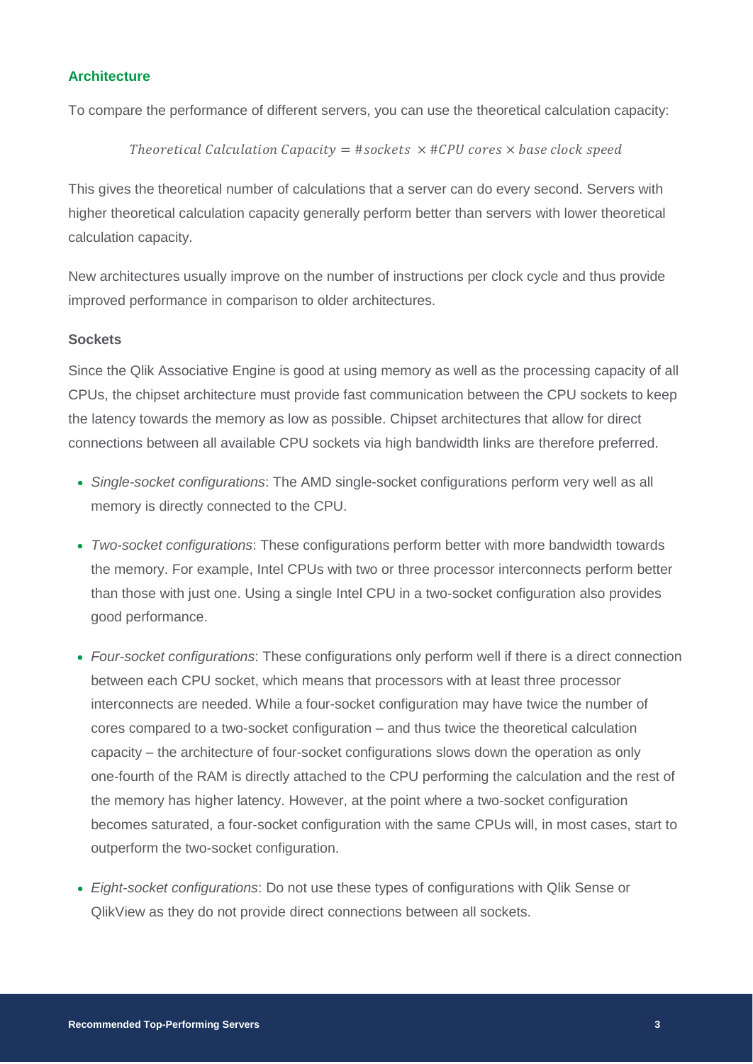## Architecture

To compare the performance of different servers, you can use the theoretical calculation capacity:

$$\text{Theoretical Calculation Capacity} = \#\text{sockets} \times \#\text{CPU cores} \times \text{base clock speed}$$

This gives the theoretical number of calculations that a server can do every second. Servers with higher theoretical calculation capacity generally perform better than servers with lower theoretical calculation capacity.

New architectures usually improve on the number of instructions per clock cycle and thus provide improved performance in comparison to older architectures.

### Sockets

Since the Qlik Associative Engine is good at using memory as well as the processing capacity of all CPUs, the chipset architecture must provide fast communication between the CPU sockets to keep the latency towards the memory as low as possible. Chipset architectures that allow for direct connections between all available CPU sockets via high bandwidth links are therefore preferred.

- *Single-socket configurations*: The AMD single-socket configurations perform very well as all memory is directly connected to the CPU.
- *Two-socket configurations*: These configurations perform better with more bandwidth towards the memory. For example, Intel CPUs with two or three processor interconnects perform better than those with just one. Using a single Intel CPU in a two-socket configuration also provides good performance.
- *Four-socket configurations*: These configurations only perform well if there is a direct connection between each CPU socket, which means that processors with at least three processor interconnects are needed. While a four-socket configuration may have twice the number of cores compared to a two-socket configuration – and thus twice the theoretical calculation capacity – the architecture of four-socket configurations slows down the operation as only one-fourth of the RAM is directly attached to the CPU performing the calculation and the rest of the memory has higher latency. However, at the point where a two-socket configuration becomes saturated, a four-socket configuration with the same CPUs will, in most cases, start to outperform the two-socket configuration.
- *Eight-socket configurations*: Do not use these types of configurations with Qlik Sense or QlikView as they do not provide direct connections between all sockets.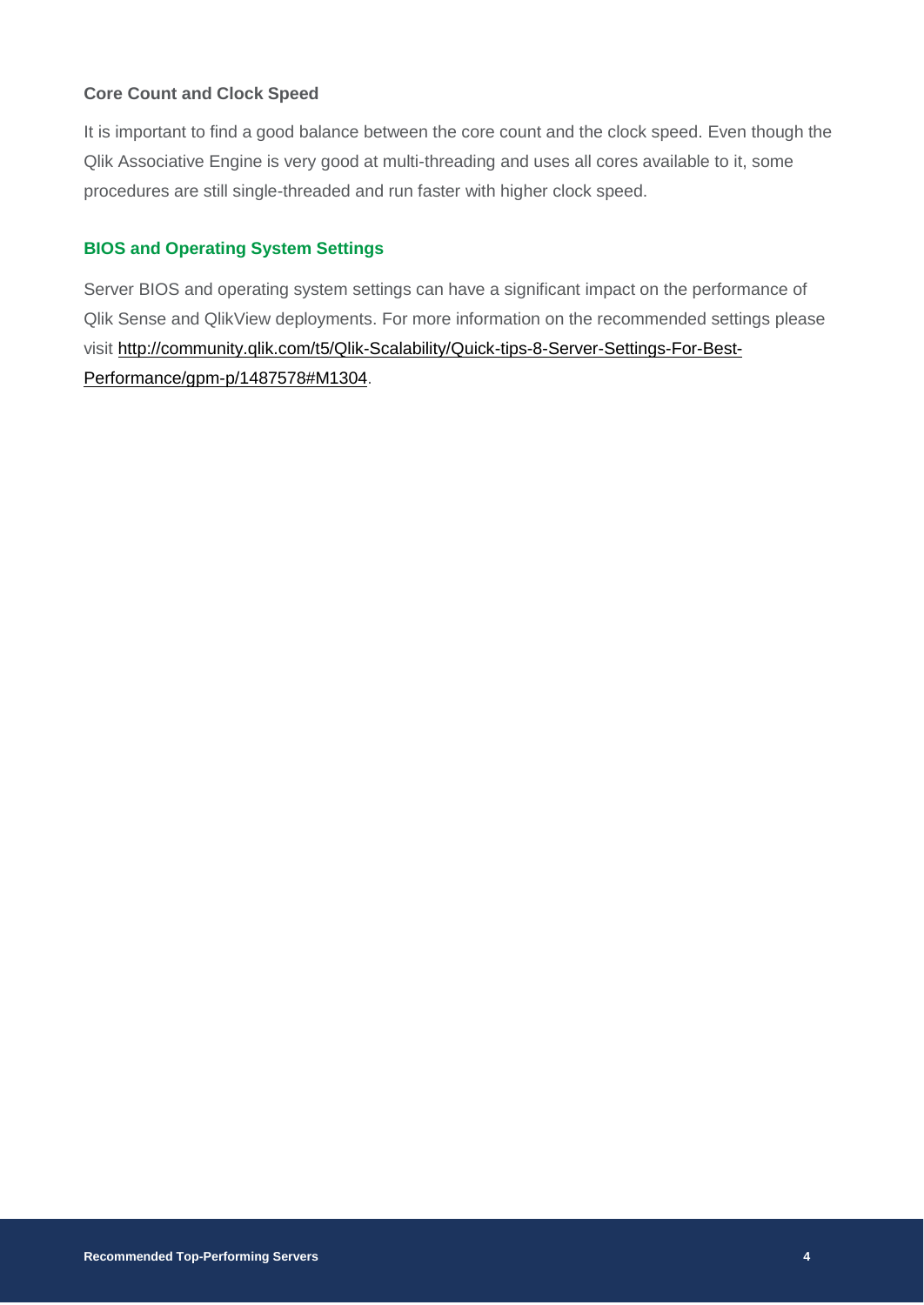### Core Count and Clock Speed

It is important to find a good balance between the core count and the clock speed. Even though the Qlik Associative Engine is very good at multi-threading and uses all cores available to it, some procedures are still single-threaded and run faster with higher clock speed.

## BIOS and Operating System Settings

Server BIOS and operating system settings can have a significant impact on the performance of Qlik Sense and QlikView deployments. For more information on the recommended settings please visit [http://community.qlik.com/t5/Qlik-Scalability/Quick-tips-8-Server-Settings-For-Best-Performance/gpm-p/1487578#M1304](http://community.qlik.com/t5/Qlik-Scalability/Quick-tips-8-Server-Settings-For-Best-Performance/gpm-p/1487578#M1304).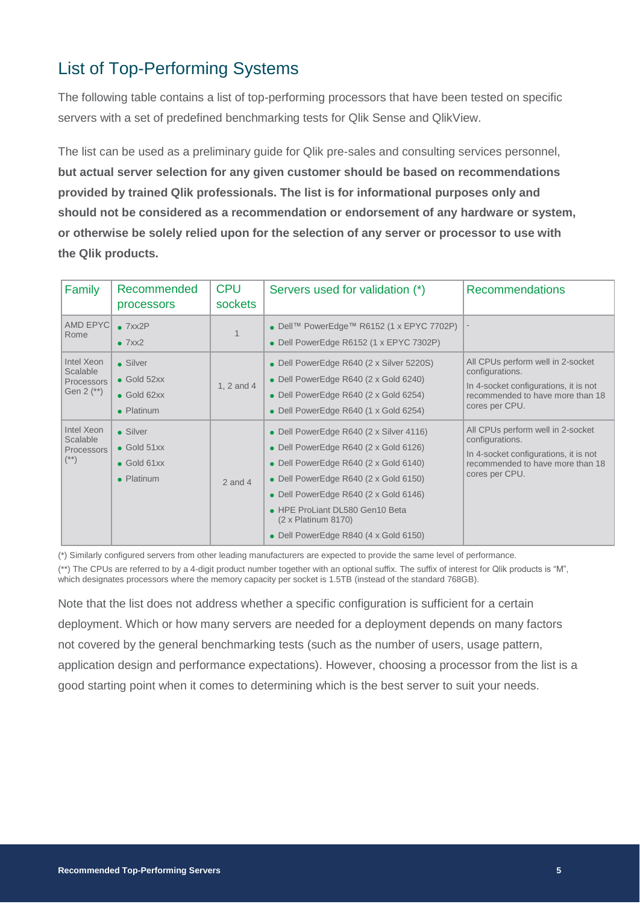## List of Top-Performing Systems

The following table contains a list of top-performing processors that have been tested on specific servers with a set of predefined benchmarking tests for Qlik Sense and QlikView.

The list can be used as a preliminary guide for Qlik pre-sales and consulting services personnel, **but actual server selection for any given customer should be based on recommendations provided by trained Qlik professionals. The list is for informational purposes only and should not be considered as a recommendation or endorsement of any hardware or system, or otherwise be solely relied upon for the selection of any server or processor to use with the Qlik products.**

| Family | Recommended processors | CPU sockets | Servers used for validation (*) | Recommendations |
|---|---|---|---|---|
| AMD EPYC Rome | • 7xx2P<br>• 7xx2 | 1 | • Dell™ PowerEdge™ R6152 (1 x EPYC 7702P)<br>• Dell PowerEdge R6152 (1 x EPYC 7302P) | - |
| Intel Xeon Scalable Processors Gen 2 (**) | • Silver<br>• Gold 52xx<br>• Gold 62xx<br>• Platinum | 1, 2 and 4 | • Dell PowerEdge R640 (2 x Silver 5220S)<br>• Dell PowerEdge R640 (2 x Gold 6240)<br>• Dell PowerEdge R640 (2 x Gold 6254)<br>• Dell PowerEdge R640 (1 x Gold 6254) | All CPUs perform well in 2-socket configurations.<br>In 4-socket configurations, it is not recommended to have more than 18 cores per CPU. |
| Intel Xeon Scalable Processors (**) | • Silver<br>• Gold 51xx<br>• Gold 61xx<br>• Platinum | 2 and 4 | • Dell PowerEdge R640 (2 x Silver 4116)<br>• Dell PowerEdge R640 (2 x Gold 6126)<br>• Dell PowerEdge R640 (2 x Gold 6140)<br>• Dell PowerEdge R640 (2 x Gold 6150)<br>• Dell PowerEdge R640 (2 x Gold 6146)<br>• HPE ProLiant DL580 Gen10 Beta (2 x Platinum 8170)<br>• Dell PowerEdge R840 (4 x Gold 6150) | All CPUs perform well in 2-socket configurations.<br>In 4-socket configurations, it is not recommended to have more than 18 cores per CPU. |

(*) Similarly configured servers from other leading manufacturers are expected to provide the same level of performance.

(**) The CPUs are referred to by a 4-digit product number together with an optional suffix. The suffix of interest for Qlik products is "M", which designates processors where the memory capacity per socket is 1.5TB (instead of the standard 768GB).

Note that the list does not address whether a specific configuration is sufficient for a certain deployment. Which or how many servers are needed for a deployment depends on many factors not covered by the general benchmarking tests (such as the number of users, usage pattern, application design and performance expectations). However, choosing a processor from the list is a good starting point when it comes to determining which is the best server to suit your needs.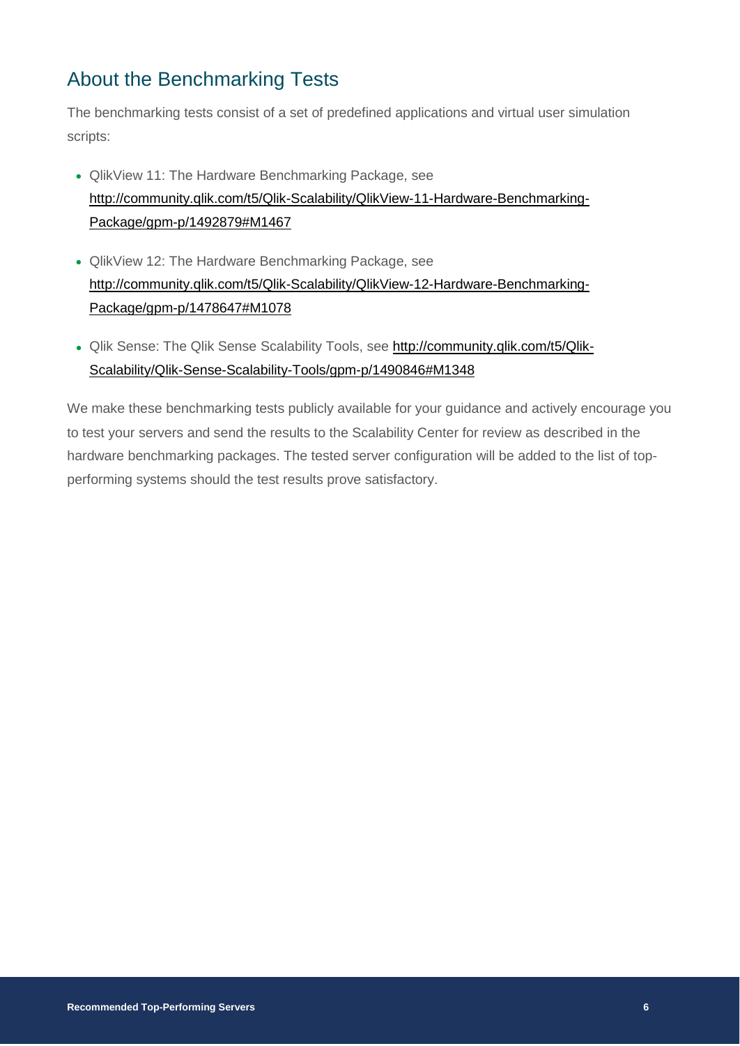## About the Benchmarking Tests

The benchmarking tests consist of a set of predefined applications and virtual user simulation scripts:

- QlikView 11: The Hardware Benchmarking Package, see http://community.qlik.com/t5/Qlik-Scalability/QlikView-11-Hardware-Benchmarking-Package/gpm-p/1492879#M1467
- QlikView 12: The Hardware Benchmarking Package, see http://community.qlik.com/t5/Qlik-Scalability/QlikView-12-Hardware-Benchmarking-Package/gpm-p/1478647#M1078
- Qlik Sense: The Qlik Sense Scalability Tools, see http://community.qlik.com/t5/Qlik-Scalability/Qlik-Sense-Scalability-Tools/gpm-p/1490846#M1348

We make these benchmarking tests publicly available for your guidance and actively encourage you to test your servers and send the results to the Scalability Center for review as described in the hardware benchmarking packages. The tested server configuration will be added to the list of top-performing systems should the test results prove satisfactory.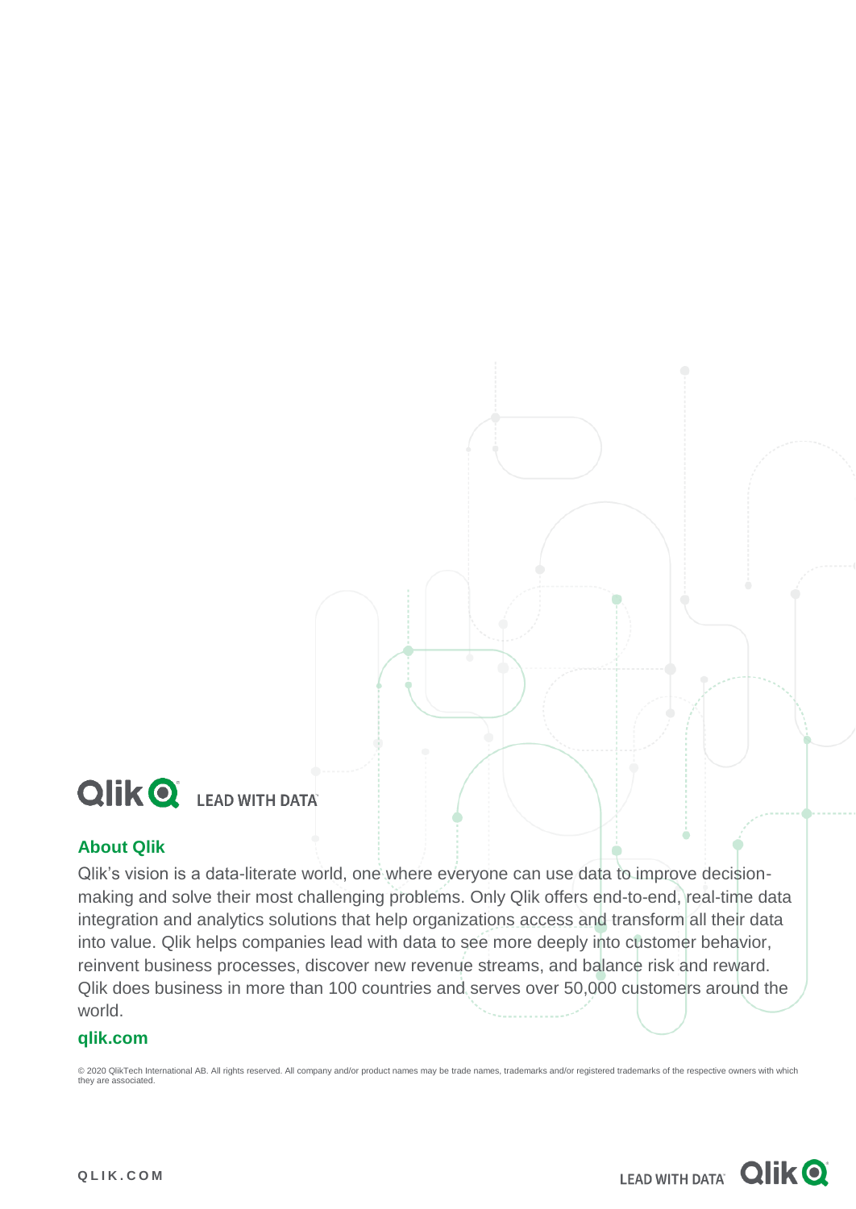Qlik LEAD WITH DATA

## About Qlik

Qlik's vision is a data-literate world, one where everyone can use data to improve decision-making and solve their most challenging problems. Only Qlik offers end-to-end, real-time data integration and analytics solutions that help organizations access and transform all their data into value. Qlik helps companies lead with data to see more deeply into customer behavior, reinvent business processes, discover new revenue streams, and balance risk and reward. Qlik does business in more than 100 countries and serves over 50,000 customers around the world.

**qlik.com**

© 2020 QlikTech International AB. All rights reserved. All company and/or product names may be trade names, trademarks and/or registered trademarks of the respective owners with which they are associated.